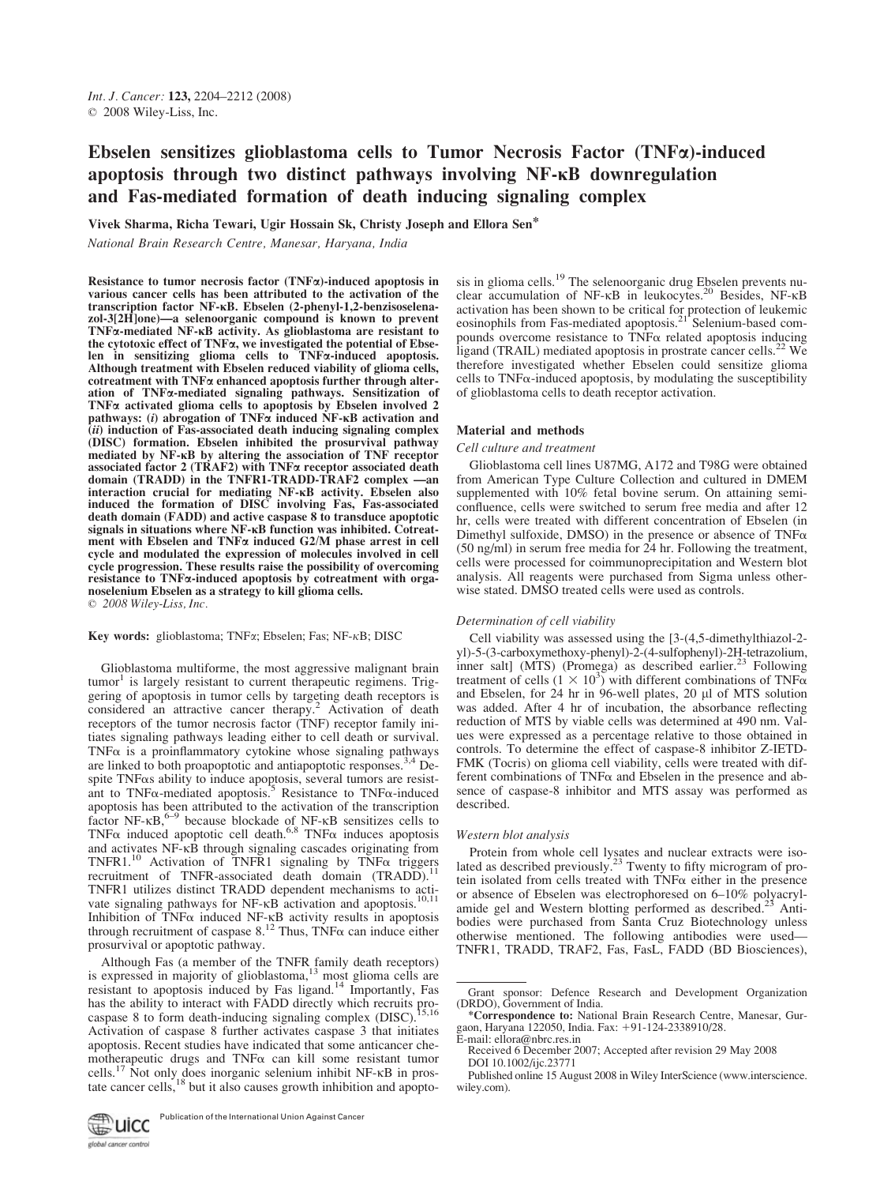# Ebselen sensitizes glioblastoma cells to Tumor Necrosis Factor (TNFα)-induced apoptosis through two distinct pathways involving NF-κB downregulation and Fas-mediated formation of death inducing signaling complex

Vivek Sharma, Richa Tewari, Ugir Hossain Sk, Christy Joseph and Ellora Sen*

*National Brain Research Centre, Manesar, Haryana, India*

**Resistance to tumor necrosis factor (TNFα)-induced apoptosis in various cancer cells has been attributed to the activation of the transcription factor NF-κB. Ebselen (2-phenyl-1,2-benzisoselenazol-3[2H]one)—a selenoorganic compound is known to prevent TNFα-mediated NF-κB activity. As glioblastoma are resistant to the cytotoxic effect of TNFα, we investigated the potential of Ebselen in sensitizing glioma cells to TNFα-induced apoptosis. Although treatment with Ebselen reduced viability of glioma cells, cotreatment with TNFα enhanced apoptosis further through alteration of TNFα-mediated signaling pathways. Sensitization of TNFα activated glioma cells to apoptosis by Ebselen involved 2 pathways: (*i*) abrogation of TNFα induced NF-κB activation and (*ii*) induction of Fas-associated death inducing signaling complex (DISC) formation. Ebselen inhibited the prosurvival pathway mediated by NF-κB by altering the association of TNF receptor associated factor 2 (TRAF2) with TNFα receptor associated death domain (TRADD) in the TNFR1-TRADD-TRAF2 complex —an interaction crucial for mediating NF-κB activity. Ebselen also induced the formation of DISC involving Fas, Fas-associated death domain (FADD) and active caspase 8 to transduce apoptotic signals in situations where NF-κB function was inhibited. Cotreatment with Ebselen and TNFα induced G2/M phase arrest in cell cycle and modulated the expression of molecules involved in cell cycle progression. These results raise the possibility of overcoming resistance to TNFα-induced apoptosis by cotreatment with organoselenium Ebselen as a strategy to kill glioma cells.**
© 2008 Wiley-Liss, Inc.

**Key words:** glioblastoma; TNFα; Ebselen; Fas; NF-κB; DISC

Glioblastoma multiforme, the most aggressive malignant brain tumor[1] is largely resistant to current therapeutic regimens. Triggering of apoptosis in tumor cells by targeting death receptors is considered an attractive cancer therapy.[2] Activation of death receptors of the tumor necrosis factor (TNF) receptor family initiates signaling pathways leading either to cell death or survival. TNFα is a proinflammatory cytokine whose signaling pathways are linked to both proapoptotic and antiapoptotic responses.[3,4] Despite TNFαs ability to induce apoptosis, several tumors are resistant to TNFα-mediated apoptosis.[5] Resistance to TNFα-induced apoptosis has been attributed to the activation of the transcription factor NF-κB,[6–9] because blockade of NF-κB sensitizes cells to TNFα induced apoptotic cell death.[6,8] TNFα induces apoptosis and activates NF-κB through signaling cascades originating from TNFR1.[10] Activation of TNFR1 signaling by TNFα triggers recruitment of TNFR-associated death domain (TRADD).[11] TNFR1 utilizes distinct TRADD dependent mechanisms to activate signaling pathways for NF-κB activation and apoptosis.[10,11] Inhibition of TNFα induced NF-κB activity results in apoptosis through recruitment of caspase 8.[12] Thus, TNFα can induce either prosurvival or apoptotic pathway.

Although Fas (a member of the TNFR family death receptors) is expressed in majority of glioblastomas,[13] most glioma cells are resistant to apoptosis induced by Fas ligand.[14] Importantly, Fas has the ability to interact with FADD directly which recruits procaspase 8 to form death-inducing signaling complex (DISC).[15,16] Activation of caspase 8 further activates caspase 3 that initiates apoptosis. Recent studies have indicated that some anticancer chemotherapeutic drugs and TNFα can kill some resistant tumor cells.[17] Not only does inorganic selenium inhibit NF-κB in prostate cancer cells,[18] but it also causes growth inhibition and apoptosis in glioma cells.[19] The selenoorganic drug Ebselen prevents nuclear accumulation of NF-κB in leukocytes.[20] Besides, NF-κB activation has been shown to be critical for protection of leukemic eosinophils from Fas-mediated apoptosis.[21] Selenium-based compounds overcome resistance to TNFα related apoptosis inducing ligand (TRAIL) mediated apoptosis in prostrate cancer cells.[22] We therefore investigated whether Ebselen could sensitize glioma cells to TNFα-induced apoptosis, by modulating the susceptibility of glioblastoma cells to death receptor activation.

## Material and methods

### Cell culture and treatment

Glioblastoma cell lines U87MG, A172 and T98G were obtained from American Type Culture Collection and cultured in DMEM supplemented with 10% fetal bovine serum. On attaining semi-confluence, cells were switched to serum free media and after 12 hr, cells were treated with different concentration of Ebselen (in Dimethyl sulfoxide, DMSO) in the presence or absence of TNFα (50 ng/ml) in serum free media for 24 hr. Following the treatment, cells were processed for coimmunoprecipitation and Western blot analysis. All reagents were purchased from Sigma unless otherwise stated. DMSO treated cells were used as controls.

### Determination of cell viability

Cell viability was assessed using the [3-(4,5-dimethylthiazol-2-yl)-5-(3-carboxymethoxy-phenyl)-2-(4-sulfophenyl)-2H-tetrazolium, inner salt] (MTS) (Promega) as described earlier.[23] Following treatment of cells ($1 \times 10^3$) with different combinations of TNFα and Ebselen, for 24 hr in 96-well plates, 20 μl of MTS solution was added. After 4 hr of incubation, the absorbance reflecting reduction of MTS by viable cells was determined at 490 nm. Values were expressed as a percentage relative to those obtained in controls. To determine the effect of caspase-8 inhibitor Z-IETD-FMK (Tocris) on glioma cell viability, cells were treated with different combinations of TNFα and Ebselen in the presence and absence of caspase-8 inhibitor and MTS assay was performed as described.

### Western blot analysis

Protein from whole cell lysates and nuclear extracts were isolated as described previously.[23] Twenty to fifty microgram of protein isolated from cells treated with TNFα either in the presence or absence of Ebselen was electrophoresed on 6–10% polyacrylamide gel and Western blotting performed as described.[23] Antibodies were purchased from Santa Cruz Biotechnology unless otherwise mentioned. The following antibodies were used—TNFR1, TRADD, TRAF2, Fas, FasL, FADD (BD Biosciences),

---

Grant sponsor: Defence Research and Development Organization (DRDO), Government of India.

*Correspondence to: National Brain Research Centre, Manesar, Gurgaon, Haryana 122050, India. Fax: +91-124-2338910/28. E-mail: ellora@nbrc.res.in

Received 6 December 2007; Accepted after revision 29 May 2008

DOI 10.1002/ijc.23771

Published online 15 August 2008 in Wiley InterScience (www.interscience.wiley.com).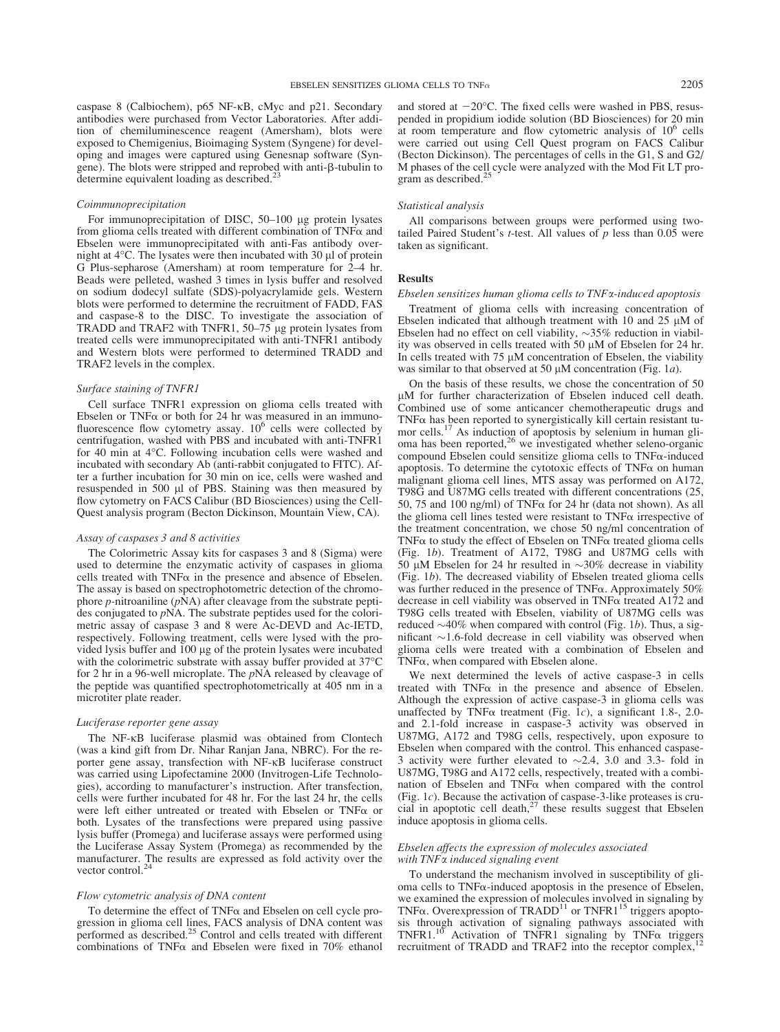caspase 8 (Calbiochem), p65 NF-κB, cMyc and p21. Secondary antibodies were purchased from Vector Laboratories. After addition of chemiluminescence reagent (Amersham), blots were exposed to Chemigenius, Bioimaging System (Syngene) for developing and images were captured using Genesnap software (Syngene). The blots were stripped and reprobed with anti-β-tubulin to determine equivalent loading as described.[23]

### Coimmunoprecipitation

For immunoprecipitation of DISC, 50–100 μg protein lysates from glioma cells treated with different combination of TNFα and Ebselen were immunoprecipitated with anti-Fas antibody overnight at 4°C. The lysates were then incubated with 30 μl of protein G Plus-sepharose (Amersham) at room temperature for 2–4 hr. Beads were pelleted, washed 3 times in lysis buffer and resolved on sodium dodecyl sulfate (SDS)-polyacrylamide gels. Western blots were performed to determine the recruitment of FADD, FAS and caspase-8 to the DISC. To investigate the association of TRADD and TRAF2 with TNFR1, 50–75 μg protein lysates from treated cells were immunoprecipitated with anti-TNFR1 antibody and Western blots were performed to determined TRADD and TRAF2 levels in the complex.

### Surface staining of TNFR1

Cell surface TNFR1 expression on glioma cells treated with Ebselen or TNFα or both for 24 hr was measured in an immunofluorescence flow cytometry assay. $10^6$ cells were collected by centrifugation, washed with PBS and incubated with anti-TNFR1 for 40 min at 4°C. Following incubation cells were washed and incubated with secondary Ab (anti-rabbit conjugated to FITC). After a further incubation for 30 min on ice, cells were washed and resuspended in 500 μl of PBS. Staining was then measured by flow cytometry on FACS Calibur (BD Biosciences) using the CellQuest analysis program (Becton Dickinson, Mountain View, CA).

### Assay of caspases 3 and 8 activities

The Colorimetric Assay kits for caspases 3 and 8 (Sigma) were used to determine the enzymatic activity of caspases in glioma cells treated with TNFα in the presence and absence of Ebselen. The assay is based on spectrophotometric detection of the chromophore *p*-nitroaniline (*p*NA) after cleavage from the substrate peptides conjugated to *p*NA. The substrate peptides used for the colorimetric assay of caspase 3 and 8 were Ac-DEVD and Ac-IETD, respectively. Following treatment, cells were lysed with the provided lysis buffer and 100 μg of the protein lysates were incubated with the colorimetric substrate with assay buffer provided at 37°C for 2 hr in a 96-well microplate. The *p*NA released by cleavage of the peptide was quantified spectrophotometrically at 405 nm in a microtiter plate reader.

### Luciferase reporter gene assay

The NF-κB luciferase plasmid was obtained from Clontech (was a kind gift from Dr. Nihar Ranjan Jana, NBRC). For the reporter gene assay, transfection with NF-κB luciferase construct was carried using Lipofectamine 2000 (Invitrogen-Life Technologies), according to manufacturer's instruction. After transfection, cells were further incubated for 48 hr. For the last 24 hr, the cells were left either untreated or treated with Ebselen or TNFα or both. Lysates of the transfections were prepared using passive lysis buffer (Promega) and luciferase assays were performed using the Luciferase Assay System (Promega) as recommended by the manufacturer. The results are expressed as fold activity over the vector control.[24]

### Flow cytometric analysis of DNA content

To determine the effect of TNFα and Ebselen on cell cycle progression in glioma cell lines, FACS analysis of DNA content was performed as described.[25] Control and cells treated with different combinations of TNFα and Ebselen were fixed in 70% ethanol and stored at −20°C. The fixed cells were washed in PBS, resuspended in propidium iodide solution (BD Biosciences) for 20 min at room temperature and flow cytometric analysis of $10^6$ cells were carried out using Cell Quest program on FACS Calibur (Becton Dickinson). The percentages of cells in the G1, S and G2/M phases of the cell cycle were analyzed with the Mod Fit LT program as described.[25]

### Statistical analysis

All comparisons between groups were performed using two-tailed Paired Student's *t*-test. All values of $p$ less than 0.05 were taken as significant.

## Results

### Ebselen sensitizes human glioma cells to TNFα-induced apoptosis

Treatment of glioma cells with increasing concentration of Ebselen indicated that although treatment with 10 and 25 μM of Ebselen had no effect on cell viability, ∼35% reduction in viability was observed in cells treated with 50 μM of Ebselen for 24 hr. In cells treated with 75 μM concentration of Ebselen, the viability was similar to that observed at 50 μM concentration (Fig. 1*a*).

On the basis of these results, we chose the concentration of 50 μM for further characterization of Ebselen induced cell death. Combined use of some anticancer chemotherapeutic drugs and TNFα has been reported to synergistically kill certain resistant tumor cells.[17] As induction of apoptosis by selenium in human glioma has been reported,[26] we investigated whether seleno-organic compound Ebselen could sensitize glioma cells to TNFα-induced apoptosis. To determine the cytotoxic effects of TNFα on human malignant glioma cell lines, MTS assay was performed on A172, T98G and U87MG cells treated with different concentrations (25, 50, 75 and 100 ng/ml) of TNFα for 24 hr (data not shown). As all the glioma cell lines tested were resistant to TNFα irrespective of the treatment concentration, we chose 50 ng/ml concentration of TNFα to study the effect of Ebselen on TNFα treated glioma cells (Fig. 1*b*). Treatment of A172, T98G and U87MG cells with 50 μM Ebselen for 24 hr resulted in ∼30% decrease in viability (Fig. 1*b*). The decreased viability of Ebselen treated glioma cells was further reduced in the presence of TNFα. Approximately 50% decrease in cell viability was observed in TNFα treated A172 and T98G cells treated with Ebselen, viability of U87MG cells was reduced ∼40% when compared with control (Fig. 1*b*). Thus, a significant ∼1.6-fold decrease in cell viability was observed when glioma cells were treated with a combination of Ebselen and TNFα, when compared with Ebselen alone.

We next determined the levels of active caspase-3 in cells treated with TNFα in the presence and absence of Ebselen. Although the expression of active caspase-3 in glioma cells was unaffected by TNFα treatment (Fig. 1*c*), a significant 1.8-, 2.0- and 2.1-fold increase in caspase-3 activity was observed in U87MG, A172 and T98G cells, respectively, upon exposure to Ebselen when compared with the control. This enhanced caspase-3 activity were further elevated to ∼2.4, 3.0 and 3.3- fold in U87MG, T98G and A172 cells, respectively, treated with a combination of Ebselen and TNFα when compared with the control (Fig. 1*c*). Because the activation of caspase-3-like proteases is crucial in apoptotic cell death,[27] these results suggest that Ebselen induce apoptosis in glioma cells.

### Ebselen affects the expression of molecules associated with TNFα induced signaling event

To understand the mechanism involved in susceptibility of glioma cells to TNFα-induced apoptosis in the presence of Ebselen, we examined the expression of molecules involved in signaling by TNFα. Overexpression of TRADD[11] or TNFR1[15] triggers apoptosis through activation of signaling pathways associated with TNFR1.[10] Activation of TNFR1 signaling by TNFα triggers recruitment of TRADD and TRAF2 into the receptor complex,[12]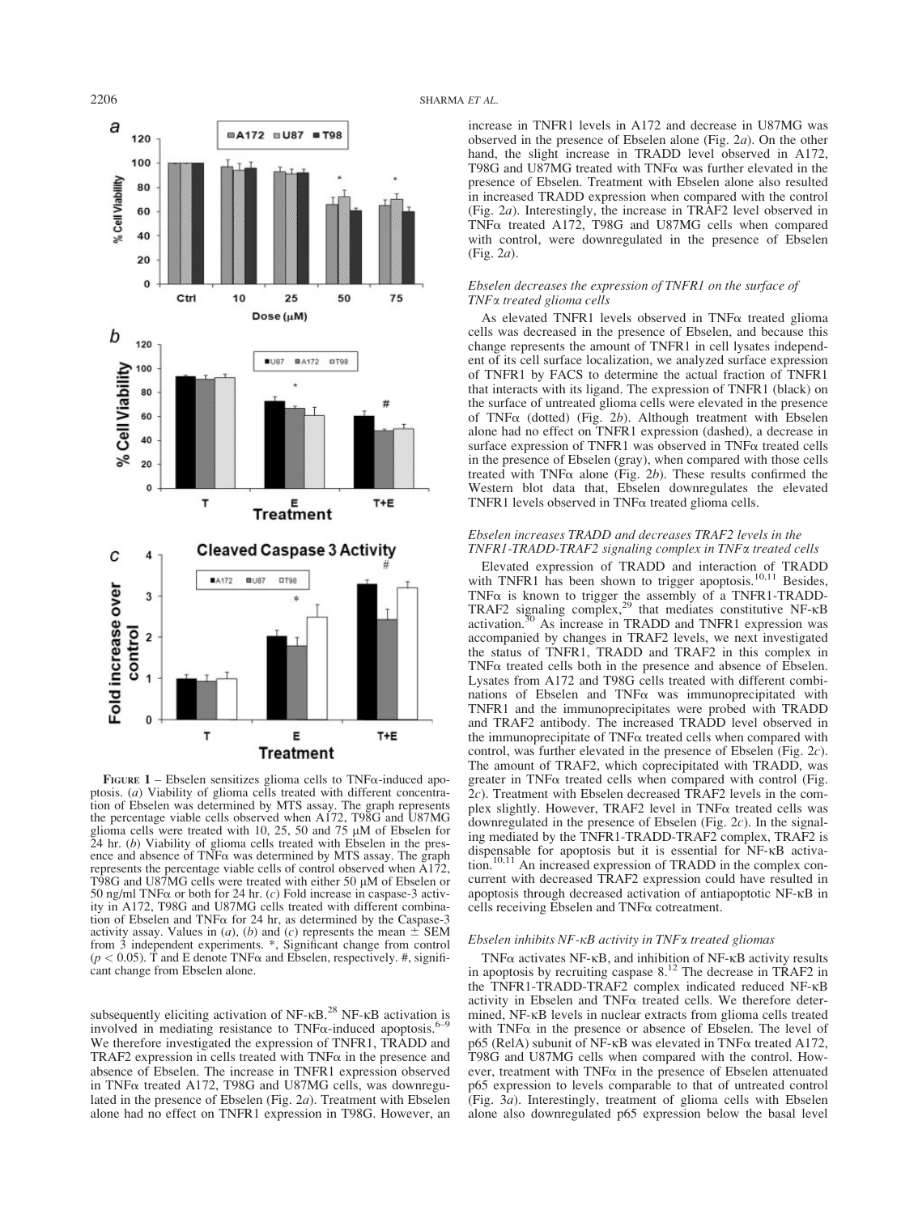**FIGURE 1** – Ebselen sensitizes glioma cells to TNFα-induced apoptosis. (*a*) Viability of glioma cells treated with different concentration of Ebselen was determined by MTS assay. The graph represents the percentage viable cells observed when A172, T98G and U87MG glioma cells were treated with 10, 25, 50 and 75 μM of Ebselen for 24 hr. (*b*) Viability of glioma cells treated with Ebselen in the presence and absence of TNFα was determined by MTS assay. The graph represents the percentage viable cells of control observed when A172, T98G and U87MG cells were treated with either 50 μM of Ebselen or 50 ng/ml TNFα or both for 24 hr. (*c*) Fold increase in caspase-3 activity in A172, T98G and U87MG cells treated with different combination of Ebselen and TNFα for 24 hr, as determined by the Caspase-3 activity assay. Values in (*a*), (*b*) and (*c*) represents the mean ± SEM from 3 independent experiments. *, Significant change from control ($p < 0.05$). T and E denote TNFα and Ebselen, respectively. #, significant change from Ebselen alone.

subsequently eliciting activation of NF-κB.[28] NF-κB activation is involved in mediating resistance to TNFα-induced apoptosis.[6–9] We therefore investigated the expression of TNFR1, TRADD and TRAF2 expression in cells treated with TNFα in the presence and absence of Ebselen. The increase in TNFR1 expression observed in TNFα treated A172, T98G and U87MG cells, was downregulated in the presence of Ebselen (Fig. 2*a*). Treatment with Ebselen alone had no effect on TNFR1 expression in T98G. However, an increase in TNFR1 levels in A172 and decrease in U87MG was observed in the presence of Ebselen alone (Fig. 2*a*). On the other hand, the slight increase in TRADD level observed in A172, T98G and U87MG treated with TNFα was further elevated in the presence of Ebselen. Treatment with Ebselen alone also resulted in increased TRADD expression when compared with the control (Fig. 2*a*). Interestingly, the increase in TRAF2 level observed in TNFα treated A172, T98G and U87MG cells when compared with control, were downregulated in the presence of Ebselen (Fig. 2*a*).

### *Ebselen decreases the expression of TNFR1 on the surface of TNFα treated glioma cells*

As elevated TNFR1 levels observed in TNFα treated glioma cells was decreased in the presence of Ebselen, and because this change represents the amount of TNFR1 in cell lysates independent of its cell surface localization, we analyzed surface expression of TNFR1 by FACS to determine the actual fraction of TNFR1 that interacts with its ligand. The expression of TNFR1 (black) on the surface of untreated glioma cells were elevated in the presence of TNFα (dotted) (Fig. 2*b*). Although treatment with Ebselen alone had no effect on TNFR1 expression (dashed), a decrease in surface expression of TNFR1 was observed in TNFα treated cells in the presence of Ebselen (gray), when compared with those cells treated with TNFα alone (Fig. 2*b*). These results confirmed the Western blot data that, Ebselen downregulates the elevated TNFR1 levels observed in TNFα treated glioma cells.

### *Ebselen increases TRADD and decreases TRAF2 levels in the TNFR1-TRADD-TRAF2 signaling complex in TNFα treated cells*

Elevated expression of TRADD and interaction of TRADD with TNFR1 has been shown to trigger apoptosis.[10,11] Besides, TNFα is known to trigger the assembly of a TNFR1-TRADD-TRAF2 signaling complex,[29] that mediates constitutive NF-κB activation.[30] As increase in TRADD and TNFR1 expression was accompanied by changes in TRAF2 levels, we next investigated the status of TNFR1, TRADD and TRAF2 in this complex in TNFα treated cells both in the presence and absence of Ebselen. Lysates from A172 and T98G cells treated with different combinations of Ebselen and TNFα was immunoprecipitated with TNFR1 and the immunoprecipitates were probed with TRADD and TRAF2 antibody. The increased TRADD level observed in the immunoprecipitate of TNFα treated cells when compared with control, was further elevated in the presence of Ebselen (Fig. 2*c*). The amount of TRAF2, which coprecipitated with TRADD, was greater in TNFα treated cells when compared with control (Fig. 2*c*). Treatment with Ebselen decreased TRAF2 levels in the complex slightly. However, TRAF2 level in TNFα treated cells was downregulated in the presence of Ebselen (Fig. 2*c*). In the signaling mediated by the TNFR1-TRADD-TRAF2 complex, TRAF2 is dispensable for apoptosis but it is essential for NF-κB activation.[10,11] An increased expression of TRADD in the complex concurrent with decreased TRAF2 expression could have resulted in apoptosis through decreased activation of antiapoptotic NF-κB in cells receiving Ebselen and TNFα cotreatment.

### *Ebselen inhibits NF-κB activity in TNFα treated gliomas*

TNFα activates NF-κB, and inhibition of NF-κB activity results in apoptosis by recruiting caspase 8.[12] The decrease in TRAF2 in the TNFR1-TRADD-TRAF2 complex indicated reduced NF-κB activity in Ebselen and TNFα treated cells. We therefore determined, NF-κB levels in nuclear extracts from glioma cells treated with TNFα in the presence or absence of Ebselen. The level of p65 (RelA) subunit of NF-κB was elevated in TNFα treated A172, T98G and U87MG cells when compared with the control. However, treatment with TNFα in the presence of Ebselen attenuated p65 expression to levels comparable to that of untreated control (Fig. 3*a*). Interestingly, treatment of glioma cells with Ebselen alone also downregulated p65 expression below the basal level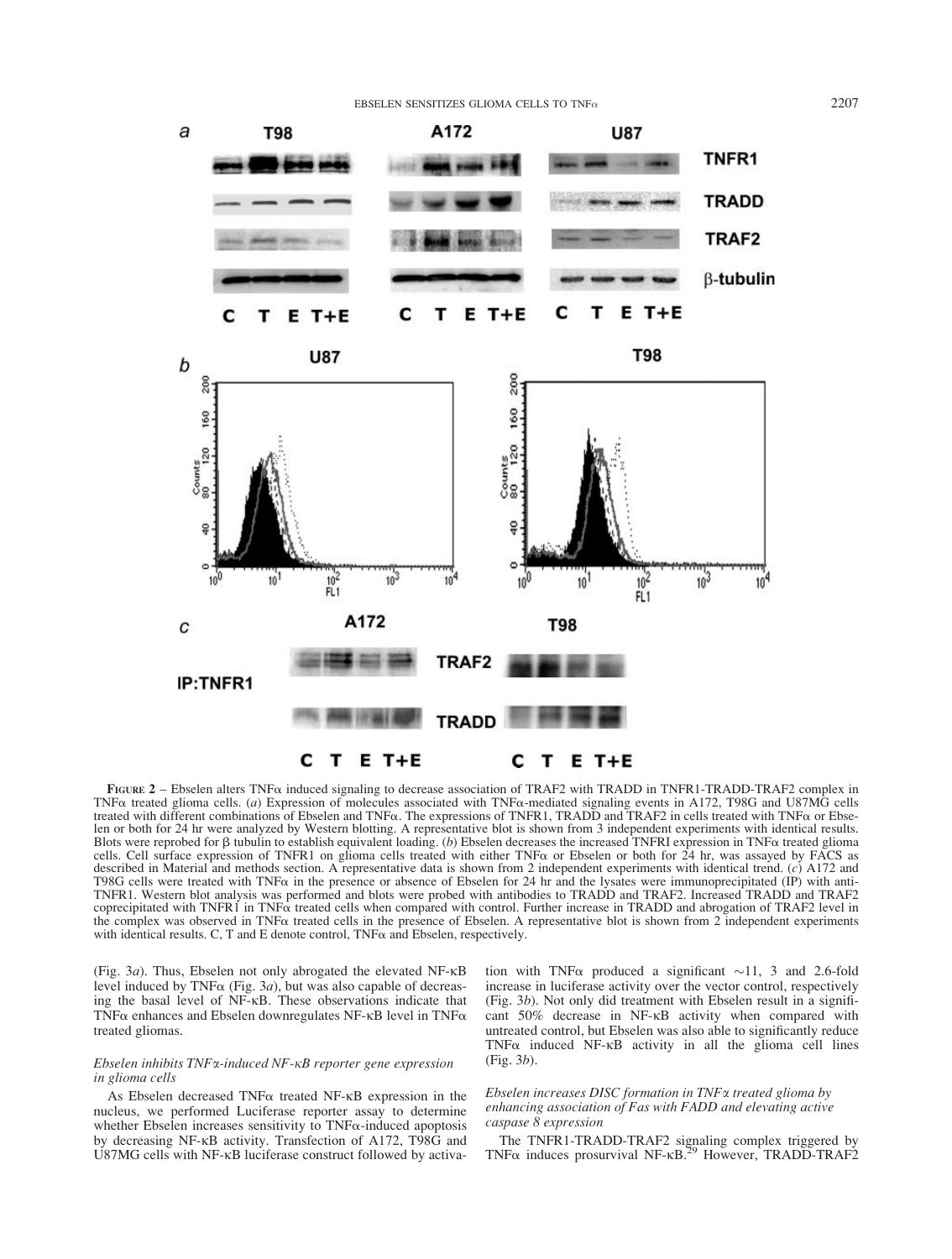**Figure 2** – Ebselen alters TNFα induced signaling to decrease association of TRAF2 with TRADD in TNFR1-TRADD-TRAF2 complex in TNFα treated glioma cells. (*a*) Expression of molecules associated with TNFα-mediated signaling events in A172, T98G and U87MG cells treated with different combinations of Ebselen and TNFα. The expressions of TNFR1, TRADD and TRAF2 in cells treated with TNFα or Ebselen or both for 24 hr were analyzed by Western blotting. A representative blot is shown from 3 independent experiments with identical results. Blots were reprobed for β tubulin to establish equivalent loading. (*b*) Ebselen decreases the increased TNFRI expression in TNFα treated glioma cells. Cell surface expression of TNFR1 on glioma cells treated with either TNFα or Ebselen or both for 24 hr, was assayed by FACS as described in Material and methods section. A representative data is shown from 2 independent experiments with identical trend. (*c*) A172 and T98G cells were treated with TNFα in the presence or absence of Ebselen for 24 hr and the lysates were immunoprecipitated (IP) with anti-TNFR1. Western blot analysis was performed and blots were probed with antibodies to TRADD and TRAF2. Increased TRADD and TRAF2 coprecipitated with TNFR1 in TNFα treated cells when compared with control. Further increase in TRADD and abrogation of TRAF2 level in the complex was observed in TNFα treated cells in the presence of Ebselen. A representative blot is shown from 2 independent experiments with identical results. C, T and E denote control, TNFα and Ebselen, respectively.

(Fig. 3*a*). Thus, Ebselen not only abrogated the elevated NF-κB level induced by TNFα (Fig. 3*a*), but was also capable of decreasing the basal level of NF-κB. These observations indicate that TNFα enhances and Ebselen downregulates NF-κB level in TNFα treated gliomas.

### *Ebselen inhibits TNFα-induced NF-κB reporter gene expression in glioma cells*

As Ebselen decreased TNFα treated NF-κB expression in the nucleus, we performed Luciferase reporter assay to determine whether Ebselen increases sensitivity to TNFα-induced apoptosis by decreasing NF-κB activity. Transfection of A172, T98G and U87MG cells with NF-κB luciferase construct followed by activation with TNFα produced a significant ∼11, 3 and 2.6-fold increase in luciferase activity over the vector control, respectively (Fig. 3*b*). Not only did treatment with Ebselen result in a significant 50% decrease in NF-κB activity when compared with untreated control, but Ebselen was also able to significantly reduce TNFα induced NF-κB activity in all the glioma cell lines (Fig. 3*b*).

### *Ebselen increases DISC formation in TNFα treated glioma by enhancing association of Fas with FADD and elevating active caspase 8 expression*

The TNFR1-TRADD-TRAF2 signaling complex triggered by TNFα induces prosurvival NF-κB.[29] However, TRADD-TRAF2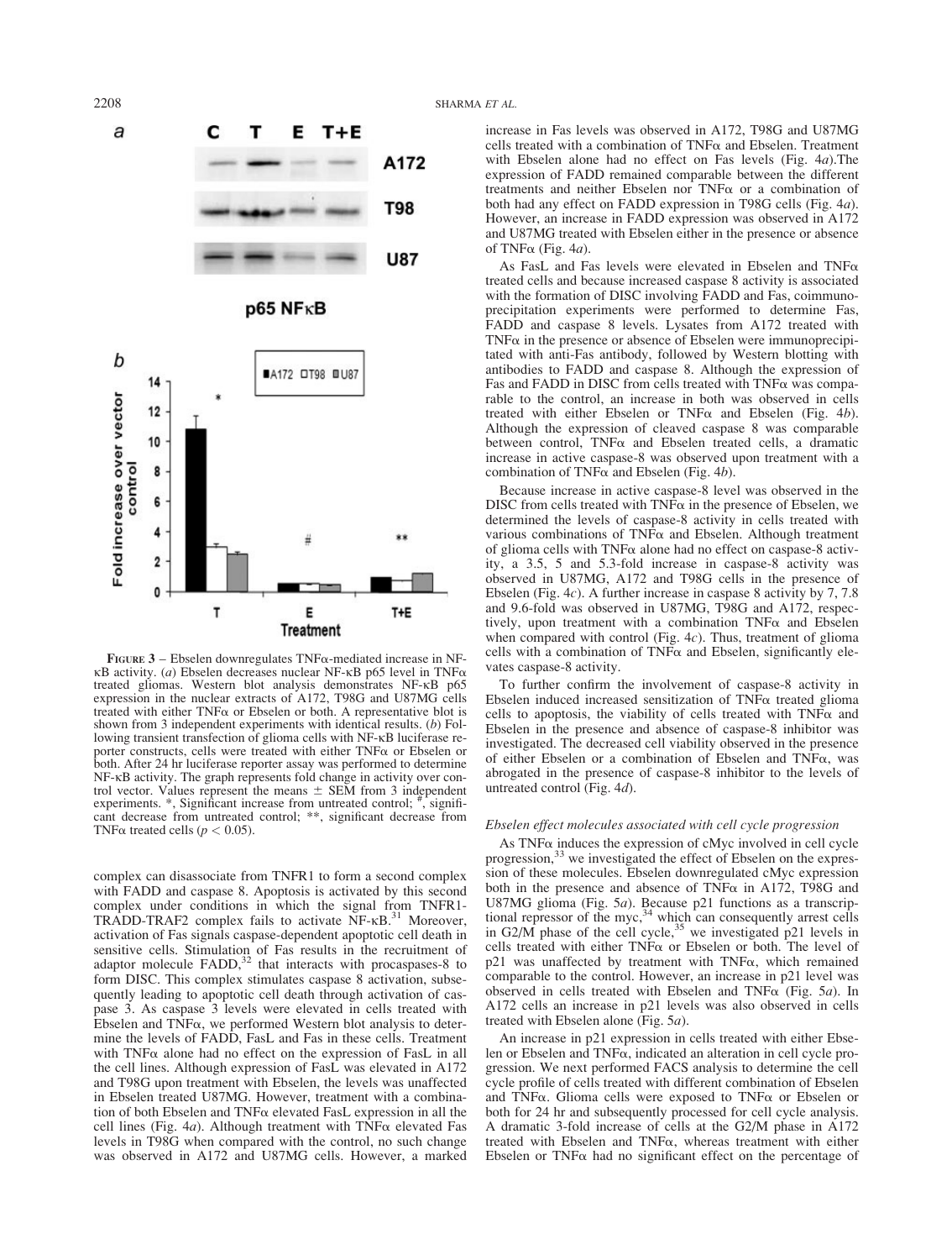FIGURE 3 – Ebselen downregulates TNFα-mediated increase in NF-κB activity. (*a*) Ebselen decreases nuclear NF-κB p65 level in TNFα treated gliomas. Western blot analysis demonstrates NF-κB p65 expression in the nuclear extracts of A172, T98G and U87MG cells treated with either TNFα or Ebselen or both. A representative blot is shown from 3 independent experiments with identical results. (*b*) Following transient transfection of glioma cells with NF-κB luciferase reporter constructs, cells were treated with either TNFα or Ebselen or both. After 24 hr luciferase reporter assay was performed to determine NF-κB activity. The graph represents fold change in activity over control vector. Values represent the means ± SEM from 3 independent experiments. *, Significant increase from untreated control; #, significant decrease from untreated control; **, significant decrease from TNFα treated cells ($p < 0.05$).

complex can disassociate from TNFR1 to form a second complex with FADD and caspase 8. Apoptosis is activated by this second complex under conditions in which the signal from TNFR1-TRADD-TRAF2 complex fails to activate NF-κB.[31] Moreover, activation of Fas signals caspase-dependent apoptotic cell death in sensitive cells. Stimulation of Fas results in the recruitment of adaptor molecule FADD,[32] that interacts with procaspases-8 to form DISC. This complex stimulates caspase 8 activation, subsequently leading to apoptotic cell death through activation of caspase 3. As caspase 3 levels were elevated in cells treated with Ebselen and TNFα, we performed Western blot analysis to determine the levels of FADD, FasL and Fas in these cells. Treatment with TNFα alone had no effect on the expression of FasL in all the cell lines. Although expression of FasL was elevated in A172 and T98G upon treatment with Ebselen, the levels was unaffected in Ebselen treated U87MG. However, treatment with a combination of both Ebselen and TNFα elevated FasL expression in all the cell lines (Fig. 4*a*). Although treatment with TNFα elevated Fas levels in T98G when compared with the control, no such change was observed in A172 and U87MG cells. However, a marked increase in Fas levels was observed in A172, T98G and U87MG cells treated with a combination of TNFα and Ebselen. Treatment with Ebselen alone had no effect on Fas levels (Fig. 4*a*).The expression of FADD remained comparable between the different treatments and neither Ebselen nor TNFα or a combination of both had any effect on FADD expression in T98G cells (Fig. 4*a*). However, an increase in FADD expression was observed in A172 and U87MG treated with Ebselen either in the presence or absence of TNFα (Fig. 4*a*).

As FasL and Fas levels were elevated in Ebselen and TNFα treated cells and because increased caspase 8 activity is associated with the formation of DISC involving FADD and Fas, coimmunoprecipitation experiments were performed to determine Fas, FADD and caspase 8 levels. Lysates from A172 treated with TNFα in the presence or absence of Ebselen were immunoprecipitated with anti-Fas antibody, followed by Western blotting with antibodies to FADD and caspase 8. Although the expression of Fas and FADD in DISC from cells treated with TNFα was comparable to the control, an increase in both was observed in cells treated with either Ebselen or TNFα and Ebselen (Fig. 4*b*). Although the expression of cleaved caspase 8 was comparable between control, TNFα and Ebselen treated cells, a dramatic increase in active caspase-8 was observed upon treatment with a combination of TNFα and Ebselen (Fig. 4*b*).

Because increase in active caspase-8 level was observed in the DISC from cells treated with TNFα in the presence of Ebselen, we determined the levels of caspase-8 activity in cells treated with various combinations of TNFα and Ebselen. Although treatment of glioma cells with TNFα alone had no effect on caspase-8 activity, a 3.5, 5 and 5.3-fold increase in caspase-8 activity was observed in U87MG, A172 and T98G cells in the presence of Ebselen (Fig. 4*c*). A further increase in caspase 8 activity by 7, 7.8 and 9.6-fold was observed in U87MG, T98G and A172, respectively, upon treatment with a combination TNFα and Ebselen when compared with control (Fig. 4*c*). Thus, treatment of glioma cells with a combination of TNFα and Ebselen, significantly elevates caspase-8 activity.

To further confirm the involvement of caspase-8 activity in Ebselen induced increased sensitization of TNFα treated glioma cells to apoptosis, the viability of cells treated with TNFα and Ebselen in the presence and absence of caspase-8 inhibitor was investigated. The decreased cell viability observed in the presence of either Ebselen or a combination of Ebselen and TNFα, was abrogated in the presence of caspase-8 inhibitor to the levels of untreated control (Fig. 4*d*).

### *Ebselen effect molecules associated with cell cycle progression*

As TNFα induces the expression of cMyc involved in cell cycle progression,[33] we investigated the effect of Ebselen on the expression of these molecules. Ebselen downregulated cMyc expression both in the presence and absence of TNFα in A172, T98G and U87MG glioma (Fig. 5*a*). Because p21 functions as a transcriptional repressor of the myc,[34] which can consequently arrest cells in G2/M phase of the cell cycle,[35] we investigated p21 levels in cells treated with either TNFα or Ebselen or both. The level of p21 was unaffected by treatment with TNFα, which remained comparable to the control. However, an increase in p21 level was observed in cells treated with Ebselen and TNFα (Fig. 5*a*). In A172 cells an increase in p21 levels was also observed in cells treated with Ebselen alone (Fig. 5*a*).

An increase in p21 expression in cells treated with either Ebselen or Ebselen and TNFα, indicated an alteration in cell cycle progression. We next performed FACS analysis to determine the cell cycle profile of cells treated with different combination of Ebselen and TNFα. Glioma cells were exposed to TNFα or Ebselen or both for 24 hr and subsequently processed for cell cycle analysis. A dramatic 3-fold increase of cells at the G2/M phase in A172 treated with Ebselen and TNFα, whereas treatment with either Ebselen or TNFα had no significant effect on the percentage of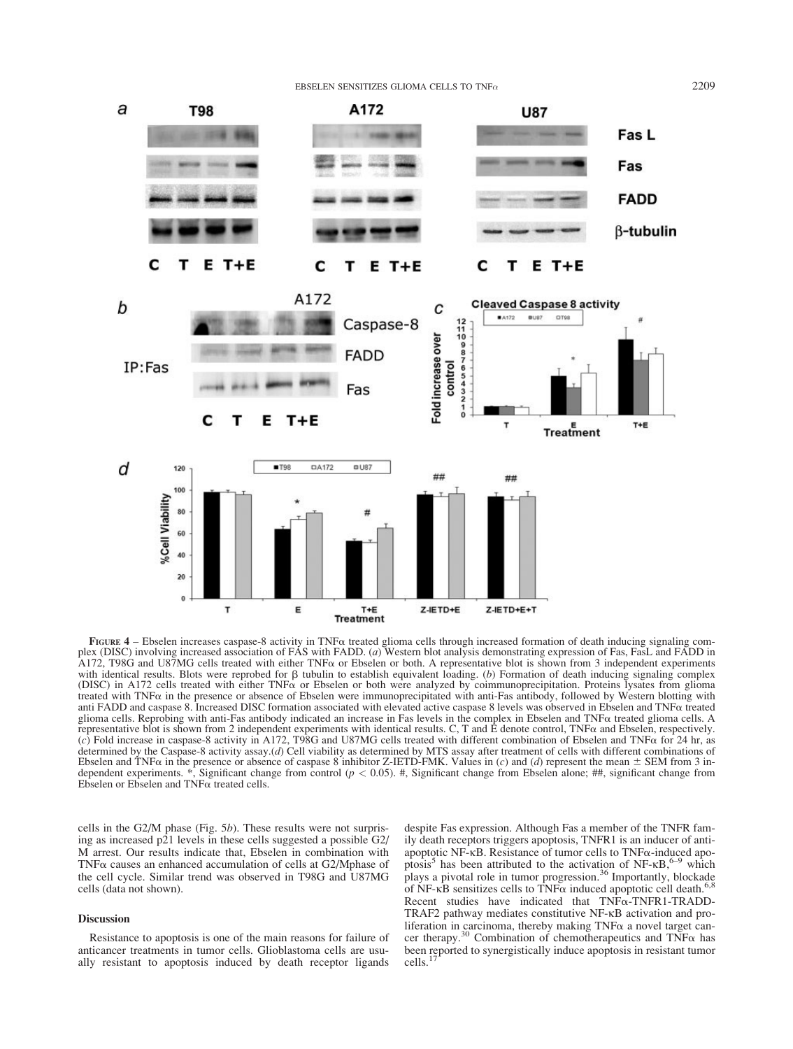**Figure 4** – Ebselen increases caspase-8 activity in TNFα treated glioma cells through increased formation of death inducing signaling complex (DISC) involving increased association of FAS with FADD. (*a*) Western blot analysis demonstrating expression of Fas, FasL and FADD in A172, T98G and U87MG cells treated with either TNFα or Ebselen or both. A representative blot is shown from 3 independent experiments with identical results. Blots were reprobed for β tubulin to establish equivalent loading. (*b*) Formation of death inducing signaling complex (DISC) in A172 cells treated with either TNFα or Ebselen or both were analyzed by coimmunoprecipitation. Proteins lysates from glioma treated with TNFα in the presence or absence of Ebselen were immunoprecipitated with anti-Fas antibody, followed by Western blotting with anti FADD and caspase 8. Increased DISC formation associated with elevated active caspase 8 levels was observed in Ebselen and TNFα treated glioma cells. Reprobing with anti-Fas antibody indicated an increase in Fas levels in the complex in Ebselen and TNFα treated glioma cells. A representative blot is shown from 2 independent experiments with identical results. C, T and E denote control, TNFα and Ebselen, respectively. (*c*) Fold increase in caspase-8 activity in A172, T98G and U87MG cells treated with different combination of Ebselen and TNFα for 24 hr, as determined by the Caspase-8 activity assay.(*d*) Cell viability as determined by MTS assay after treatment of cells with different combinations of Ebselen and TNFα in the presence or absence of caspase 8 inhibitor Z-IETD-FMK. Values in (*c*) and (*d*) represent the mean ± SEM from 3 independent experiments. *, Significant change from control ($p < 0.05$). #, Significant change from Ebselen alone; ##, significant change from Ebselen or Ebselen and TNFα treated cells.

cells in the G2/M phase (Fig. 5*b*). These results were not surprising as increased p21 levels in these cells suggested a possible G2/M arrest. Our results indicate that, Ebselen in combination with TNFα causes an enhanced accumulation of cells at G2/Mphase of the cell cycle. Similar trend was observed in T98G and U87MG cells (data not shown).

## Discussion

Resistance to apoptosis is one of the main reasons for failure of anticancer treatments in tumor cells. Glioblastoma cells are usually resistant to apoptosis induced by death receptor ligands despite Fas expression. Although Fas a member of the TNFR family death receptors triggers apoptosis, TNFR1 is an inducer of anti-apoptotic NF-κB. Resistance of tumor cells to TNFα-induced apoptosis[5] has been attributed to the activation of NF-κB,[6–9] which plays a pivotal role in tumor progression.[36] Importantly, blockade of NF-κB sensitizes cells to TNFα induced apoptotic cell death.[6,8] Recent studies have indicated that TNFα-TNFR1-TRADD-TRAF2 pathway mediates constitutive NF-κB activation and proliferation in carcinoma, thereby making TNFα a novel target cancer therapy.[30] Combination of chemotherapeutics and TNFα has been reported to synergistically induce apoptosis in resistant tumor cells.[17]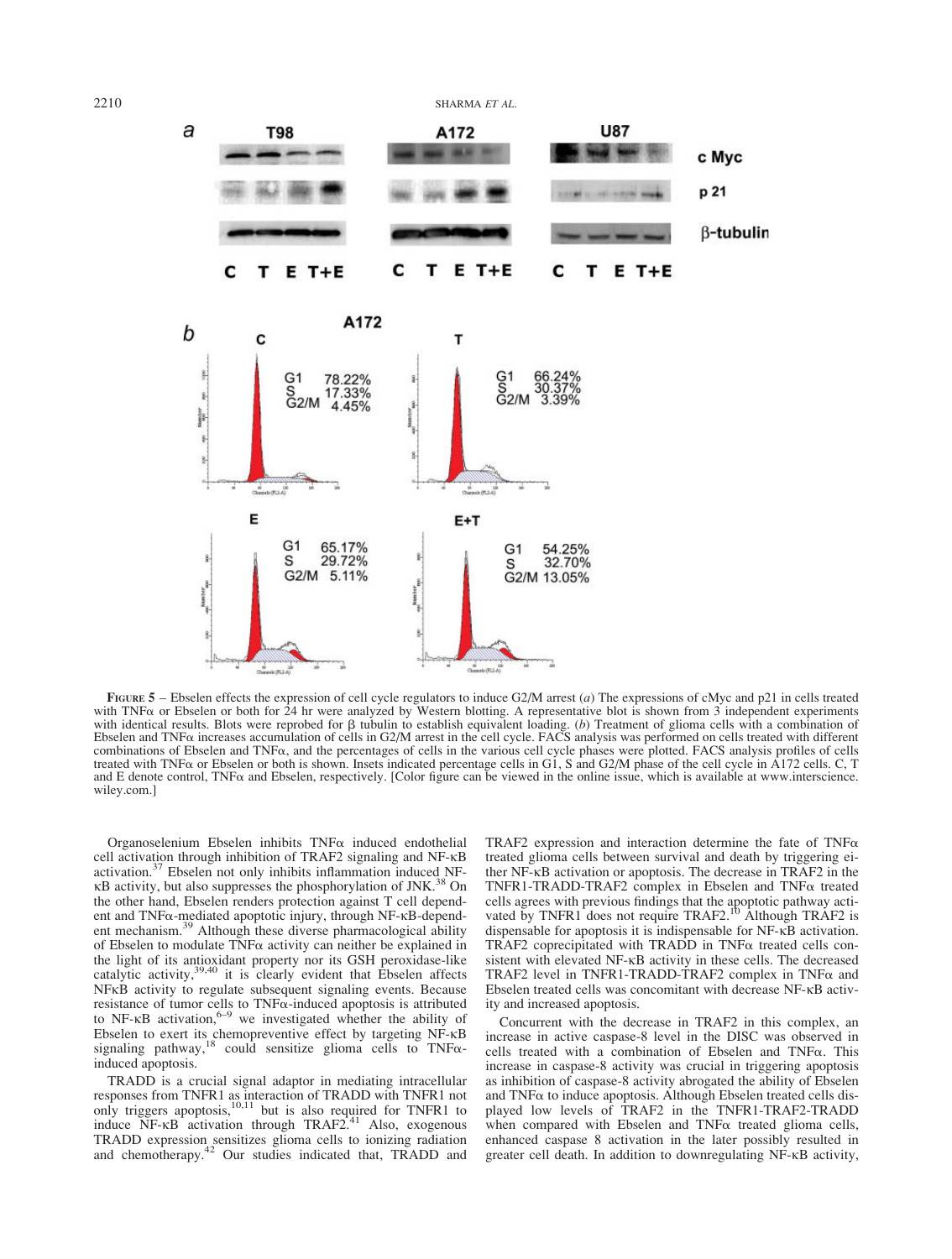**Figure 5** – Ebselen effects the expression of cell cycle regulators to induce G2/M arrest (*a*) The expressions of cMyc and p21 in cells treated with TNFα or Ebselen or both for 24 hr were analyzed by Western blotting. A representative blot is shown from 3 independent experiments with identical results. Blots were reprobed for β tubulin to establish equivalent loading. (*b*) Treatment of glioma cells with a combination of Ebselen and TNFα increases accumulation of cells in G2/M arrest in the cell cycle. FACS analysis was performed on cells treated with different combinations of Ebselen and TNFα, and the percentages of cells in the various cell cycle phases were plotted. FACS analysis profiles of cells treated with TNFα or Ebselen or both is shown. Insets indicated percentage cells in G1, S and G2/M phase of the cell cycle in A172 cells. C, T and E denote control, TNFα and Ebselen, respectively. [Color figure can be viewed in the online issue, which is available at www.interscience.wiley.com.]

Organoselenium Ebselen inhibits TNFα induced endothelial cell activation through inhibition of TRAF2 signaling and NF-κB activation.[37] Ebselen not only inhibits inflammation induced NF-κB activity, but also suppresses the phosphorylation of JNK.[38] On the other hand, Ebselen renders protection against T cell dependent and TNFα-mediated apoptotic injury, through NF-κB-dependent mechanism.[39] Although these diverse pharmacological ability of Ebselen to modulate TNFα activity can neither be explained in the light of its antioxidant property nor its GSH peroxidase-like catalytic activity,[39,40] it is clearly evident that Ebselen affects NFκB activity to regulate subsequent signaling events. Because resistance of tumor cells to TNFα-induced apoptosis is attributed to NF-κB activation,[6–9] we investigated whether the ability of Ebselen to exert its chemopreventive effect by targeting NF-κB signaling pathway,[18] could sensitize glioma cells to TNFα-induced apoptosis.

TRADD is a crucial signal adaptor in mediating intracellular responses from TNFR1 as interaction of TRADD with TNFR1 not only triggers apoptosis,[10,11] but is also required for TNFR1 to induce NF-κB activation through TRAF2.[41] Also, exogenous TRADD expression sensitizes glioma cells to ionizing radiation and chemotherapy.[42] Our studies indicated that, TRADD and TRAF2 expression and interaction determine the fate of TNFα treated glioma cells between survival and death by triggering either NF-κB activation or apoptosis. The decrease in TRAF2 in the TNFR1-TRADD-TRAF2 complex in Ebselen and TNFα treated cells agrees with previous findings that the apoptotic pathway activated by TNFR1 does not require TRAF2.[10] Although TRAF2 is dispensable for apoptosis it is indispensable for NF-κB activation. TRAF2 coprecipitated with TRADD in TNFα treated cells consistent with elevated NF-κB activity in these cells. The decreased TRAF2 level in TNFR1-TRADD-TRAF2 complex in TNFα and Ebselen treated cells was concomitant with decrease NF-κB activity and increased apoptosis.

Concurrent with the decrease in TRAF2 in this complex, an increase in active caspase-8 level in the DISC was observed in cells treated with a combination of Ebselen and TNFα. This increase in caspase-8 activity was crucial in triggering apoptosis as inhibition of caspase-8 activity abrogated the ability of Ebselen and TNFα to induce apoptosis. Although Ebselen treated cells displayed low levels of TRAF2 in the TNFR1-TRAF2-TRADD when compared with Ebselen and TNFα treated glioma cells, enhanced caspase 8 activation in the later possibly resulted in greater cell death. In addition to downregulating NF-κB activity,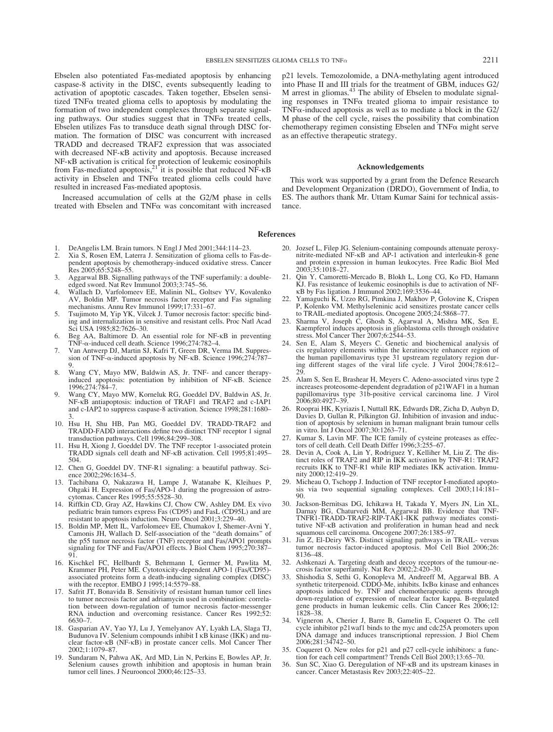Ebselen also potentiated Fas-mediated apoptosis by enhancing caspase-8 activity in the DISC, events subsequently leading to activation of apoptotic cascades. Taken together, Ebselen sensitized TNFα treated glioma cells to apoptosis by modulating the formation of two independent complexes through separate signaling pathways. Our studies suggest that in TNFα treated cells, Ebselen utilizes Fas to transduce death signal through DISC formation. The formation of DISC was concurrent with increased TRADD and decreased TRAF2 expression that was associated with decreased NF-κB activity and apoptosis. Because increased NF-κB activation is critical for protection of leukemic eosinophils from Fas-mediated apoptosis,[21] it is possible that reduced NF-κB activity in Ebselen and TNFα treated glioma cells could have resulted in increased Fas-mediated apoptosis.

Increased accumulation of cells at the G2/M phase in cells treated with Ebselen and TNFα was concomitant with increased p21 levels. Temozolomide, a DNA-methylating agent introduced into Phase II and III trials for the treatment of GBM, induces G2/M arrest in gliomas.[43] The ability of Ebselen to modulate signaling responses in TNFα treated glioma to impair resistance to TNFα-induced apoptosis as well as to mediate a block in the G2/M phase of the cell cycle, raises the possibility that combination chemotherapy regimen consisting Ebselen and TNFα might serve as an effective therapeutic strategy.

## Acknowledgements

This work was supported by a grant from the Defence Research and Development Organization (DRDO), Government of India, to ES. The authors thank Mr. Uttam Kumar Saini for technical assistance.

## References

1. DeAngelis LM. Brain tumors. N Engl J Med 2001;344:114–23.
2. Xia S, Rosen EM, Laterra J. Sensitization of glioma cells to Fas-dependent apoptosis by chemotherapy-induced oxidative stress. Cancer Res 2005;65:5248–55.
3. Aggarwal BB. Signalling pathways of the TNF superfamily: a double-edged sword. Nat Rev Immunol 2003;3:745–56.
4. Wallach D, Varfolomeev EE, Malinin NL, Goltsev YV, Kovalenko AV, Boldin MP. Tumor necrosis factor receptor and Fas signaling mechanisms. Annu Rev Immunol 1999;17:331–67.
5. Tsujimoto M, Yip YK, Vilcek J. Tumor necrosis factor: specific binding and internalization in sensitive and resistant cells. Proc Natl Acad Sci USA 1985;82:7626–30.
6. Beg AA, Baltimore D. An essential role for NF-κB in preventing TNF-α-induced cell death. Science 1996;274:782–4.
7. Van Antwerp DJ, Martin SJ, Kafri T, Green DR, Verma IM. Suppression of TNF-α-induced apoptosis by NF-κB. Science 1996;274:787–9.
8. Wang CY, Mayo MW, Baldwin AS, Jr. TNF- and cancer therapy-induced apoptosis: potentiation by inhibition of NF-κB. Science 1996;274:784–7.
9. Wang CY, Mayo MW, Korneluk RG, Goeddel DV, Baldwin AS, Jr. NF-κB antiapoptosis: induction of TRAF1 and TRAF2 and c-IAP1 and c-IAP2 to suppress caspase-8 activation. Science 1998;281:1680–3.
10. Hsu H, Shu HB, Pan MG, Goeddel DV. TRADD-TRAF2 and TRADD-FADD interactions define two distinct TNF receptor 1 signal transduction pathways. Cell 1996;84:299–308.
11. Hsu H, Xiong J, Goeddel DV. The TNF receptor 1-associated protein TRADD signals cell death and NF-κB activation. Cell 1995;81:495–504.
12. Chen G, Goeddel DV. TNF-R1 signaling: a beautiful pathway. Science 2002;296:1634–5.
13. Tachibana O, Nakazawa H, Lampe J, Watanabe K, Kleihues P, Ohgaki H. Expression of Fas/APO-1 during the progression of astrocytomas. Cancer Res 1995;55:5528–30.
14. Riffkin CD, Gray AZ, Hawkins CJ, Chow CW, Ashley DM. Ex vivo pediatric brain tumors express Fas (CD95) and FasL (CD95L) and are resistant to apoptosis induction. Neuro Oncol 2001;3:229–40.
15. Boldin MP, Mett IL, Varfolomeev EE, Chumakov I, Shemer-Avni Y, Camonis JH, Wallach D. Self-association of the "death domains" of the p55 tumor necrosis factor (TNF) receptor and Fas/APO1 prompts signaling for TNF and Fas/APO1 effects. J Biol Chem 1995;270:387–91.
16. Kischkel FC, Hellbardt S, Behrmann I, Germer M, Pawlita M, Krammer PH, Peter ME. Cytotoxicity-dependent APO-1 (Fas/CD95)-associated proteins form a death-inducing signaling complex (DISC) with the receptor. EMBO J 1995;14:5579–88.
17. Safrit JT, Bonavida B. Sensitivity of resistant human tumor cell lines to tumor necrosis factor and adriamycin used in combination: correlation between down-regulation of tumor necrosis factor-messenger RNA induction and overcoming resistance. Cancer Res 1992;52:6630–7.
18. Gasparian AV, Yao YJ, Lu J, Yemelyanov AY, Lyakh LA, Slaga TJ, Budunova IV. Selenium compounds inhibit I κB kinase (IKK) and nuclear factor-κB (NF-κB) in prostate cancer cells. Mol Cancer Ther 2002;1:1079–87.
19. Sundaram N, Pahwa AK, Ard MD, Lin N, Perkins E, Bowles AP, Jr. Selenium causes growth inhibition and apoptosis in human brain tumor cell lines. J Neurooncol 2000;46:125–33.
20. Jozsef L, Filep JG. Selenium-containing compounds attenuate peroxynitrite-mediated NF-κB and AP-1 activation and interleukin-8 gene and protein expression in human leukocytes. Free Radic Biol Med 2003;35:1018–27.
21. Qin Y, Camoretti-Mercado B, Blokh L, Long CG, Ko FD, Hamann KJ. Fas resistance of leukemic eosinophils is due to activation of NF-κB by Fas ligation. J Immunol 2002;169:3536–44.
22. Yamaguchi K, Uzzo RG, Pimkina J, Makhov P, Golovine K, Crispen P, Kolenko VM. Methylseleninic acid sensitizes prostate cancer cells to TRAIL-mediated apoptosis. Oncogene 2005;24:5868–77.
23. Sharma V, Joseph C, Ghosh S, Agarwal A, Mishra MK, Sen E. Kaempferol induces apoptosis in glioblastoma cells through oxidative stress. Mol Cancer Ther 2007;6:2544–53.
24. Sen E, Alam S, Meyers C. Genetic and biochemical analysis of cis regulatory elements within the keratinocyte enhancer region of the human papillomavirus type 31 upstream regulatory region during different stages of the viral life cycle. J Virol 2004;78:612–29.
25. Alam S, Sen E, Brashear H, Meyers C. Adeno-associated virus type 2 increases proteosome-dependent degradation of p21WAF1 in a human papillomavirus type 31b-positive cervical carcinoma line. J Virol 2006;80:4927–39.
26. Rooprai HK, Kyriazis I, Nuttall RK, Edwards DR, Zicha D, Aubyn D, Davies D, Gullan R, Pilkington GJ. Inhibition of invasion and induction of apoptosis by selenium in human malignant brain tumour cells in vitro. Int J Oncol 2007;30:1263–71.
27. Kumar S, Lavin MF. The ICE family of cysteine proteases as effectors of cell death. Cell Death Differ 1996;3:255–67.
28. Devin A, Cook A, Lin Y, Rodriguez Y, Kelliher M, Liu Z. The distinct roles of TRAF2 and RIP in IKK activation by TNF-R1: TRAF2 recruits IKK to TNF-R1 while RIP mediates IKK activation. Immunity 2000;12:419–29.
29. Micheau O, Tschopp J. Induction of TNF receptor I-mediated apoptosis via two sequential signaling complexes. Cell 2003;114:181–90.
30. Jackson-Bernitsas DG, Ichikawa H, Takada Y, Myers JN, Lin XL, Darnay BG, Chaturvedi MM, Aggarwal BB. Evidence that TNF-TNFR1-TRADD-TRAF2-RIP-TAK1-IKK pathway mediates constitutive NF-κB activation and proliferation in human head and neck squamous cell carcinoma. Oncogene 2007;26:1385–97.
31. Jin Z, El-Deiry WS. Distinct signaling pathways in TRAIL- versus tumor necrosis factor-induced apoptosis. Mol Cell Biol 2006;26:8136–48.
32. Ashkenazi A. Targeting death and decoy receptors of the tumour-necrosis factor superfamily. Nat Rev 2002;2:420–30.
33. Shishodia S, Sethi G, Konopleva M, Andreeff M, Aggarwal BB. A synthetic triterpenoid. CDDO-Me, inhibits. IκBα kinase and enhances apoptosis induced by. TNF and chemotherapeutic agents through down-regulation of expression of nuclear factor kappa. B-regulated gene products in human leukemic cells. Clin Cancer Res 2006;12:1828–38.
34. Vigneron A, Cherier J, Barre B, Gamelin E, Coqueret O. The cell cycle inhibitor p21waf1 binds to the myc and cdc25A promoters upon DNA damage and induces transcriptional repression. J Biol Chem 2006;281:34742–50.
35. Coqueret O. New roles for p21 and p27 cell-cycle inhibitors: a function for each cell compartment? Trends Cell Biol 2003;13:65–70.
36. Sun SC, Xiao G. Deregulation of NF-κB and its upstream kinases in cancer. Cancer Metastasis Rev 2003;22:405–22.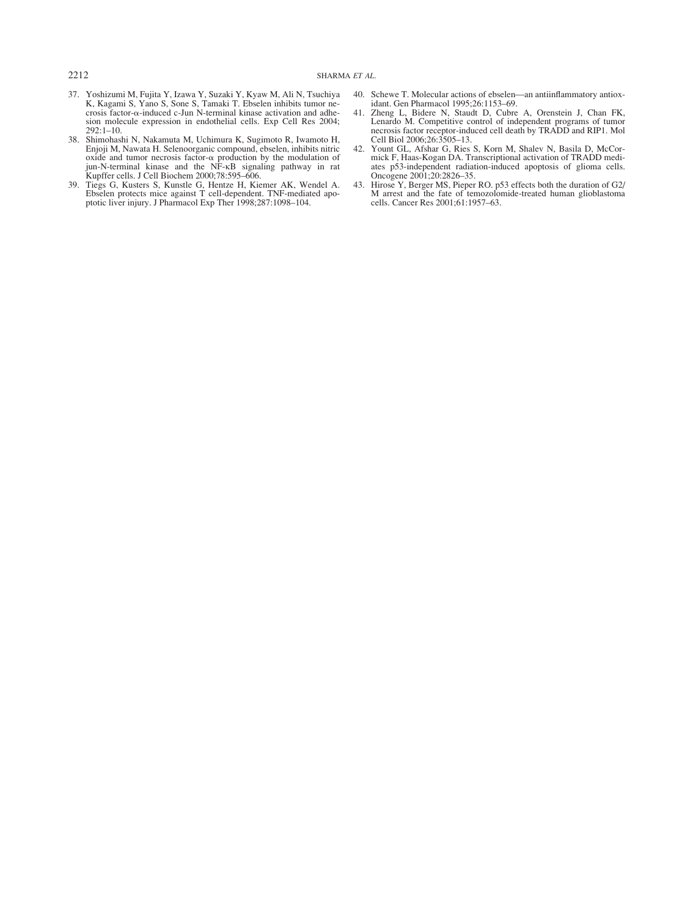37. Yoshizumi M, Fujita Y, Izawa Y, Suzaki Y, Kyaw M, Ali N, Tsuchiya K, Kagami S, Yano S, Sone S, Tamaki T. Ebselen inhibits tumor necrosis factor-α-induced c-Jun N-terminal kinase activation and adhesion molecule expression in endothelial cells. Exp Cell Res 2004;292:1–10.
38. Shimohashi N, Nakamuta M, Uchimura K, Sugimoto R, Iwamoto H, Enjoji M, Nawata H. Selenoorganic compound, ebselen, inhibits nitric oxide and tumor necrosis factor-α production by the modulation of jun-N-terminal kinase and the NF-κB signaling pathway in rat Kupffer cells. J Cell Biochem 2000;78:595–606.
39. Tiegs G, Kusters S, Kunstle G, Hentze H, Kiemer AK, Wendel A. Ebselen protects mice against T cell-dependent. TNF-mediated apoptotic liver injury. J Pharmacol Exp Ther 1998;287:1098–104.
40. Schewe T. Molecular actions of ebselen—an antiinflammatory antioxidant. Gen Pharmacol 1995;26:1153–69.
41. Zheng L, Bidere N, Staudt D, Cubre A, Orenstein J, Chan FK, Lenardo M. Competitive control of independent programs of tumor necrosis factor receptor-induced cell death by TRADD and RIP1. Mol Cell Biol 2006;26:3505–13.
42. Yount GL, Afshar G, Ries S, Korn M, Shalev N, Basila D, McCormick F, Haas-Kogan DA. Transcriptional activation of TRADD mediates p53-independent radiation-induced apoptosis of glioma cells. Oncogene 2001;20:2826–35.
43. Hirose Y, Berger MS, Pieper RO. p53 effects both the duration of G2/M arrest and the fate of temozolomide-treated human glioblastoma cells. Cancer Res 2001;61:1957–63.